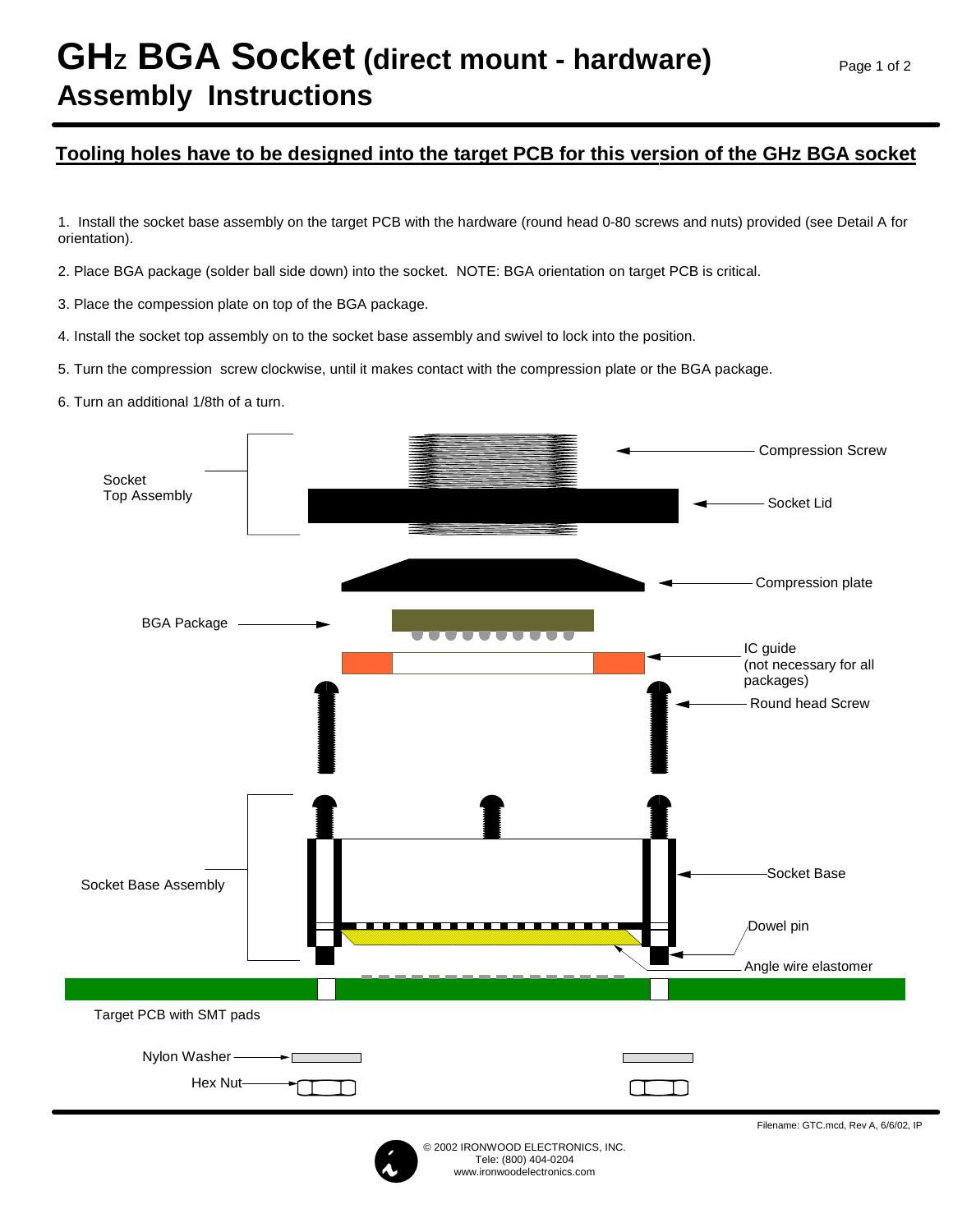# GHz BGA Socket (direct mount - hardware)
# Assembly Instructions

**Tooling holes have to be designed into the target PCB for this version of the GHz BGA socket**

1. Install the socket base assembly on the target PCB with the hardware (round head 0-80 screws and nuts) provided (see Detail A for orientation).

2. Place BGA package (solder ball side down) into the socket. NOTE: BGA orientation on target PCB is critical.

3. Place the compession plate on top of the BGA package.

4. Install the socket top assembly on to the socket base assembly and swivel to lock into the position.

5. Turn the compression screw clockwise, until it makes contact with the compression plate or the BGA package.

6. Turn an additional 1/8th of a turn.

Socket Top Assembly

Compression Screw

Socket Lid

Compression plate

BGA Package

IC guide (not necessary for all packages)

Round head Screw

Socket Base Assembly

Socket Base

Dowel pin

Angle wire elastomer

Target PCB with SMT pads

Nylon Washer

Hex Nut

Filename: GTC.mcd, Rev A, 6/6/02, IP

© 2002 IRONWOOD ELECTRONICS, INC.
Tele: (800) 404-0204
www.ironwoodelectronics.com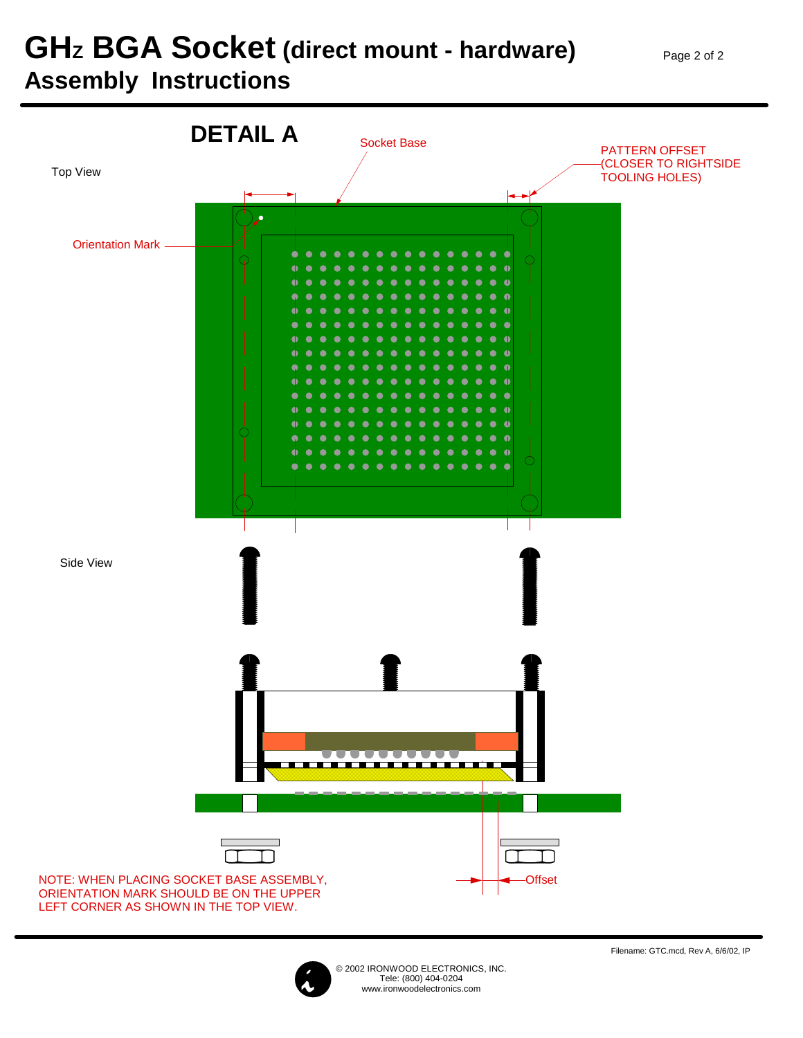# GHz BGA Socket (direct mount - hardware)
## Assembly Instructions

### DETAIL A

Top View

Socket Base

PATTERN OFFSET (CLOSER TO RIGHTSIDE TOOLING HOLES)

Orientation Mark

Side View

Offset

NOTE: WHEN PLACING SOCKET BASE ASSEMBLY, ORIENTATION MARK SHOULD BE ON THE UPPER LEFT CORNER AS SHOWN IN THE TOP VIEW.

Filename: GTC.mcd, Rev A, 6/6/02, IP

© 2002 IRONWOOD ELECTRONICS, INC.
Tele: (800) 404-0204
www.ironwoodelectronics.com